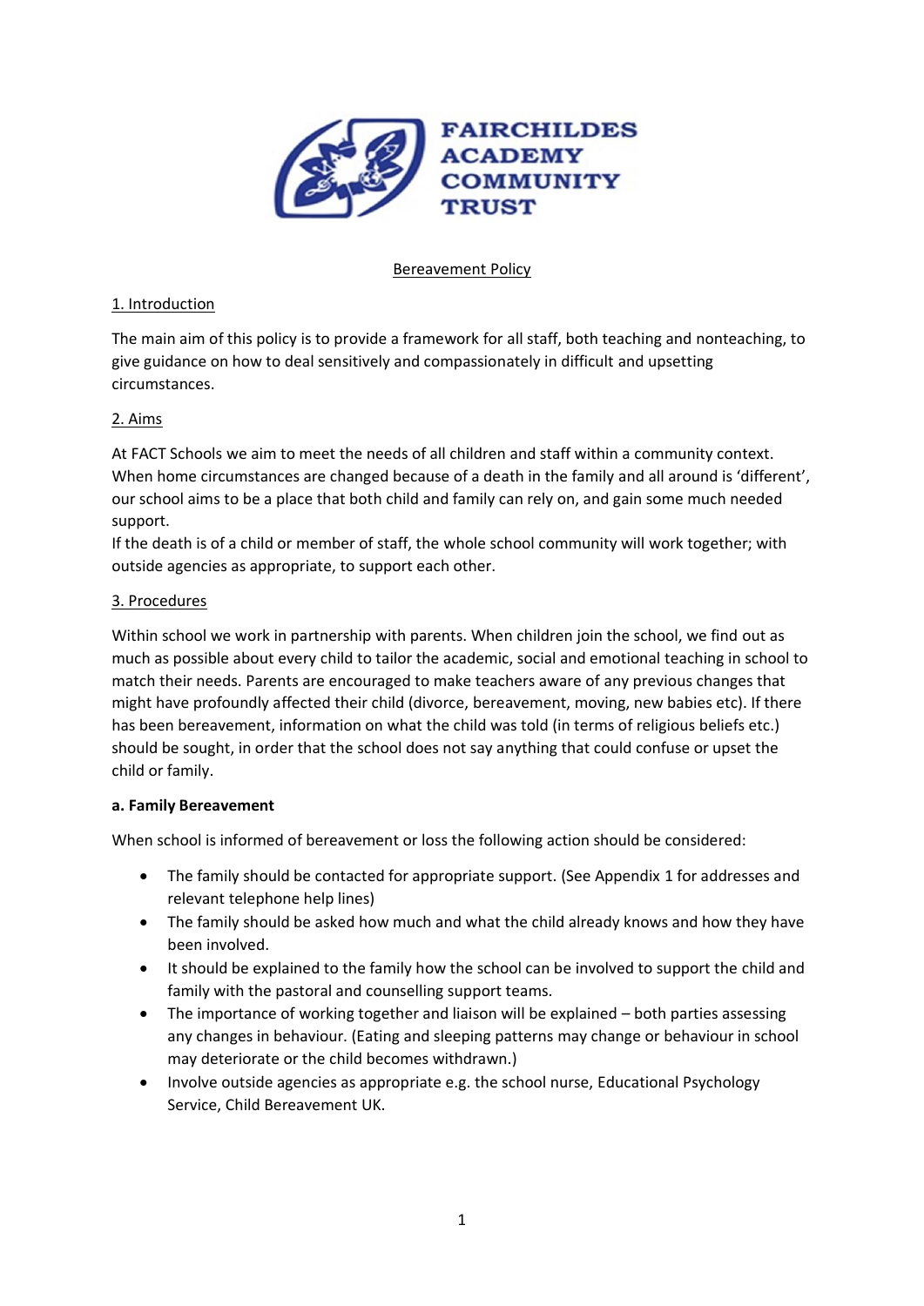FAIRCHILDES ACADEMY COMMUNITY TRUST

# Bereavement Policy

## 1. Introduction

The main aim of this policy is to provide a framework for all staff, both teaching and nonteaching, to give guidance on how to deal sensitively and compassionately in difficult and upsetting circumstances.

## 2. Aims

At FACT Schools we aim to meet the needs of all children and staff within a community context. When home circumstances are changed because of a death in the family and all around is 'different', our school aims to be a place that both child and family can rely on, and gain some much needed support.

If the death is of a child or member of staff, the whole school community will work together; with outside agencies as appropriate, to support each other.

## 3. Procedures

Within school we work in partnership with parents. When children join the school, we find out as much as possible about every child to tailor the academic, social and emotional teaching in school to match their needs. Parents are encouraged to make teachers aware of any previous changes that might have profoundly affected their child (divorce, bereavement, moving, new babies etc). If there has been bereavement, information on what the child was told (in terms of religious beliefs etc.) should be sought, in order that the school does not say anything that could confuse or upset the child or family.

**a. Family Bereavement**

When school is informed of bereavement or loss the following action should be considered:

- The family should be contacted for appropriate support. (See Appendix 1 for addresses and relevant telephone help lines)
- The family should be asked how much and what the child already knows and how they have been involved.
- It should be explained to the family how the school can be involved to support the child and family with the pastoral and counselling support teams.
- The importance of working together and liaison will be explained – both parties assessing any changes in behaviour. (Eating and sleeping patterns may change or behaviour in school may deteriorate or the child becomes withdrawn.)
- Involve outside agencies as appropriate e.g. the school nurse, Educational Psychology Service, Child Bereavement UK.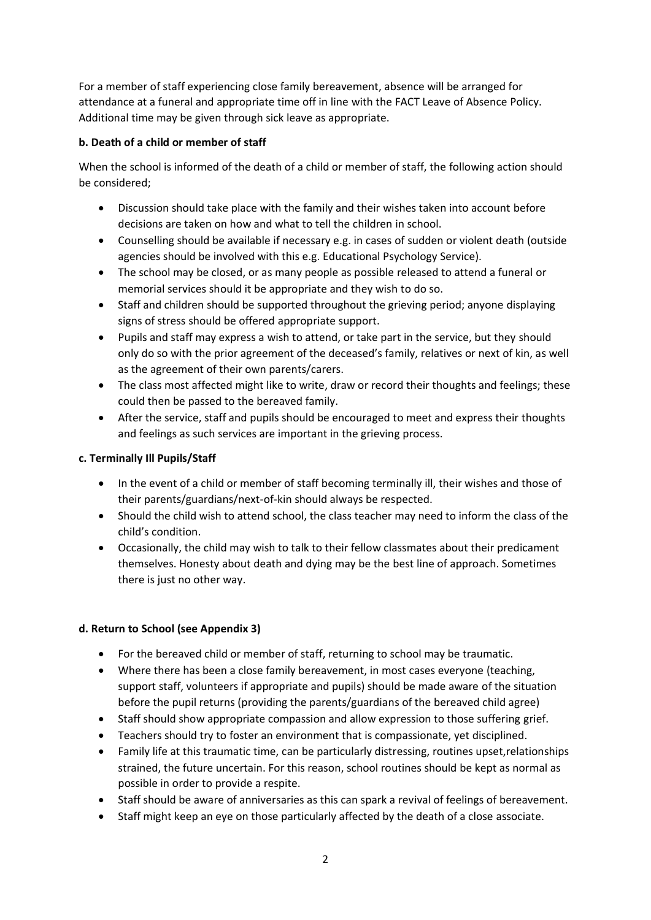For a member of staff experiencing close family bereavement, absence will be arranged for attendance at a funeral and appropriate time off in line with the FACT Leave of Absence Policy. Additional time may be given through sick leave as appropriate.

**b. Death of a child or member of staff**

When the school is informed of the death of a child or member of staff, the following action should be considered;

- Discussion should take place with the family and their wishes taken into account before decisions are taken on how and what to tell the children in school.
- Counselling should be available if necessary e.g. in cases of sudden or violent death (outside agencies should be involved with this e.g. Educational Psychology Service).
- The school may be closed, or as many people as possible released to attend a funeral or memorial services should it be appropriate and they wish to do so.
- Staff and children should be supported throughout the grieving period; anyone displaying signs of stress should be offered appropriate support.
- Pupils and staff may express a wish to attend, or take part in the service, but they should only do so with the prior agreement of the deceased's family, relatives or next of kin, as well as the agreement of their own parents/carers.
- The class most affected might like to write, draw or record their thoughts and feelings; these could then be passed to the bereaved family.
- After the service, staff and pupils should be encouraged to meet and express their thoughts and feelings as such services are important in the grieving process.

**c. Terminally Ill Pupils/Staff**

- In the event of a child or member of staff becoming terminally ill, their wishes and those of their parents/guardians/next-of-kin should always be respected.
- Should the child wish to attend school, the class teacher may need to inform the class of the child's condition.
- Occasionally, the child may wish to talk to their fellow classmates about their predicament themselves. Honesty about death and dying may be the best line of approach. Sometimes there is just no other way.

**d. Return to School (see Appendix 3)**

- For the bereaved child or member of staff, returning to school may be traumatic.
- Where there has been a close family bereavement, in most cases everyone (teaching, support staff, volunteers if appropriate and pupils) should be made aware of the situation before the pupil returns (providing the parents/guardians of the bereaved child agree)
- Staff should show appropriate compassion and allow expression to those suffering grief.
- Teachers should try to foster an environment that is compassionate, yet disciplined.
- Family life at this traumatic time, can be particularly distressing, routines upset,relationships strained, the future uncertain. For this reason, school routines should be kept as normal as possible in order to provide a respite.
- Staff should be aware of anniversaries as this can spark a revival of feelings of bereavement.
- Staff might keep an eye on those particularly affected by the death of a close associate.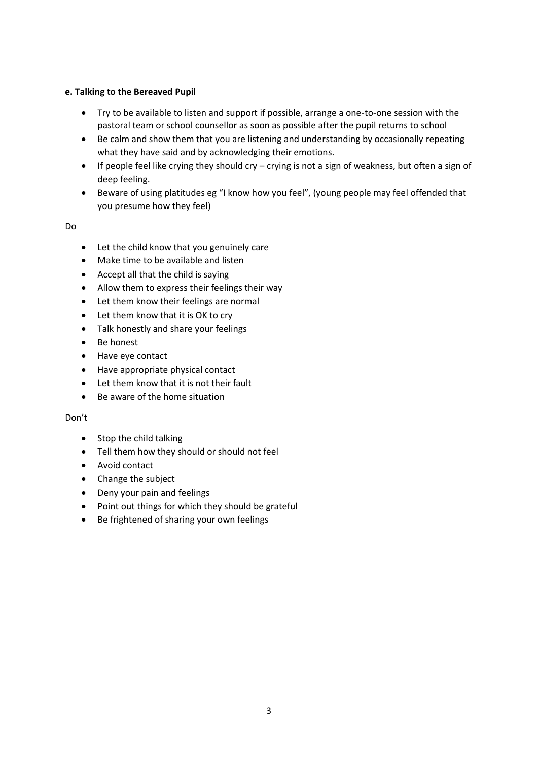**e. Talking to the Bereaved Pupil**

- Try to be available to listen and support if possible, arrange a one-to-one session with the pastoral team or school counsellor as soon as possible after the pupil returns to school
- Be calm and show them that you are listening and understanding by occasionally repeating what they have said and by acknowledging their emotions.
- If people feel like crying they should cry – crying is not a sign of weakness, but often a sign of deep feeling.
- Beware of using platitudes eg "I know how you feel", (young people may feel offended that you presume how they feel)

Do

- Let the child know that you genuinely care
- Make time to be available and listen
- Accept all that the child is saying
- Allow them to express their feelings their way
- Let them know their feelings are normal
- Let them know that it is OK to cry
- Talk honestly and share your feelings
- Be honest
- Have eye contact
- Have appropriate physical contact
- Let them know that it is not their fault
- Be aware of the home situation

Don't

- Stop the child talking
- Tell them how they should or should not feel
- Avoid contact
- Change the subject
- Deny your pain and feelings
- Point out things for which they should be grateful
- Be frightened of sharing your own feelings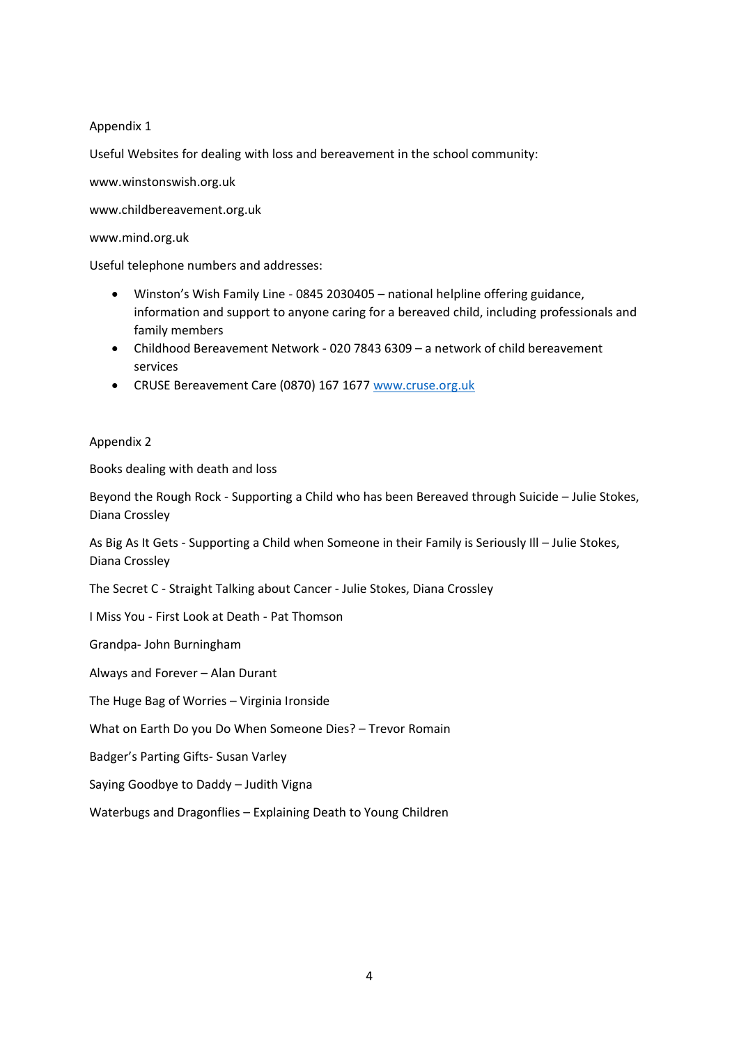Appendix 1

Useful Websites for dealing with loss and bereavement in the school community:

www.winstonswish.org.uk

www.childbereavement.org.uk

www.mind.org.uk

Useful telephone numbers and addresses:

- Winston's Wish Family Line - 0845 2030405 – national helpline offering guidance, information and support to anyone caring for a bereaved child, including professionals and family members
- Childhood Bereavement Network - 020 7843 6309 – a network of child bereavement services
- CRUSE Bereavement Care (0870) 167 1677 [www.cruse.org.uk](http://www.cruse.org.uk)

Appendix 2

Books dealing with death and loss

Beyond the Rough Rock - Supporting a Child who has been Bereaved through Suicide – Julie Stokes, Diana Crossley

As Big As It Gets - Supporting a Child when Someone in their Family is Seriously Ill – Julie Stokes, Diana Crossley

The Secret C - Straight Talking about Cancer - Julie Stokes, Diana Crossley

I Miss You - First Look at Death - Pat Thomson

Grandpa- John Burningham

Always and Forever – Alan Durant

The Huge Bag of Worries – Virginia Ironside

What on Earth Do you Do When Someone Dies? – Trevor Romain

Badger's Parting Gifts- Susan Varley

Saying Goodbye to Daddy – Judith Vigna

Waterbugs and Dragonflies – Explaining Death to Young Children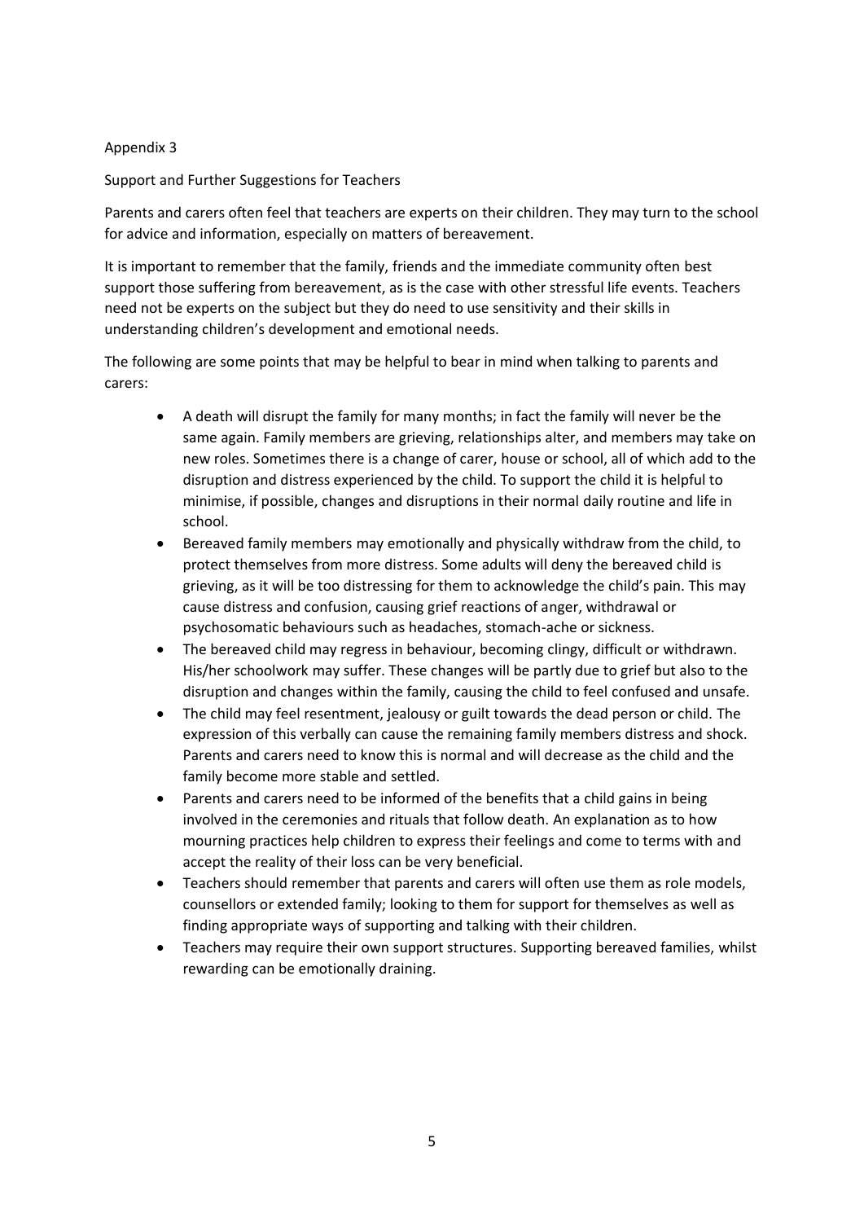Appendix 3

Support and Further Suggestions for Teachers

Parents and carers often feel that teachers are experts on their children. They may turn to the school for advice and information, especially on matters of bereavement.

It is important to remember that the family, friends and the immediate community often best support those suffering from bereavement, as is the case with other stressful life events. Teachers need not be experts on the subject but they do need to use sensitivity and their skills in understanding children's development and emotional needs.

The following are some points that may be helpful to bear in mind when talking to parents and carers:

- A death will disrupt the family for many months; in fact the family will never be the same again. Family members are grieving, relationships alter, and members may take on new roles. Sometimes there is a change of carer, house or school, all of which add to the disruption and distress experienced by the child. To support the child it is helpful to minimise, if possible, changes and disruptions in their normal daily routine and life in school.
- Bereaved family members may emotionally and physically withdraw from the child, to protect themselves from more distress. Some adults will deny the bereaved child is grieving, as it will be too distressing for them to acknowledge the child's pain. This may cause distress and confusion, causing grief reactions of anger, withdrawal or psychosomatic behaviours such as headaches, stomach-ache or sickness.
- The bereaved child may regress in behaviour, becoming clingy, difficult or withdrawn. His/her schoolwork may suffer. These changes will be partly due to grief but also to the disruption and changes within the family, causing the child to feel confused and unsafe.
- The child may feel resentment, jealousy or guilt towards the dead person or child. The expression of this verbally can cause the remaining family members distress and shock. Parents and carers need to know this is normal and will decrease as the child and the family become more stable and settled.
- Parents and carers need to be informed of the benefits that a child gains in being involved in the ceremonies and rituals that follow death. An explanation as to how mourning practices help children to express their feelings and come to terms with and accept the reality of their loss can be very beneficial.
- Teachers should remember that parents and carers will often use them as role models, counsellors or extended family; looking to them for support for themselves as well as finding appropriate ways of supporting and talking with their children.
- Teachers may require their own support structures. Supporting bereaved families, whilst rewarding can be emotionally draining.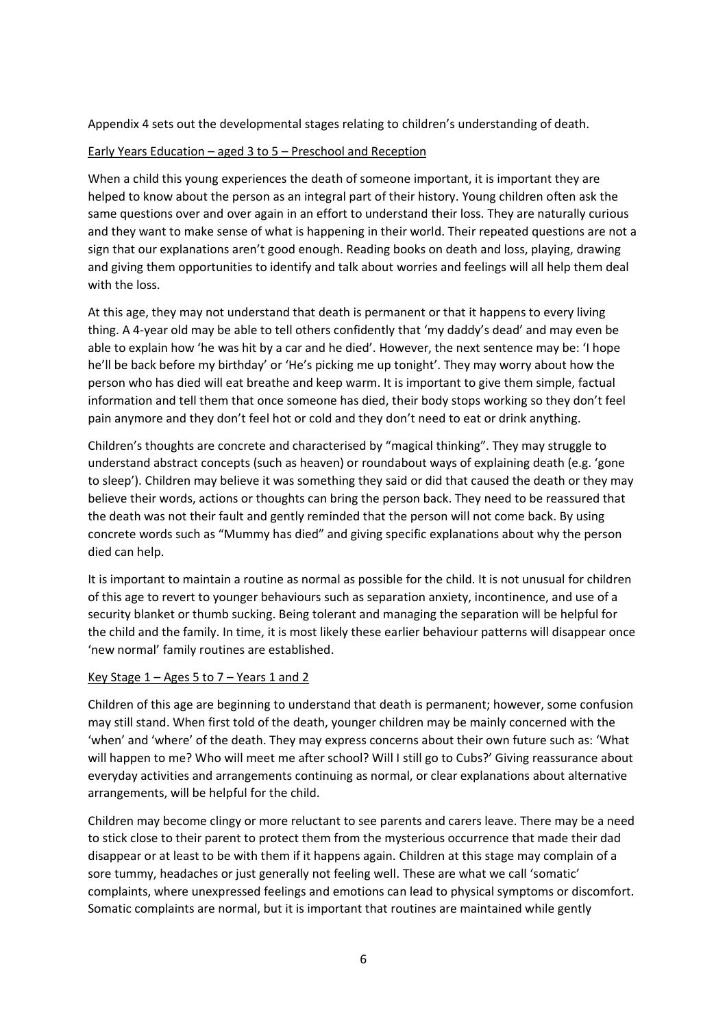Appendix 4 sets out the developmental stages relating to children's understanding of death.

<u>Early Years Education – aged 3 to 5 – Preschool and Reception</u>

When a child this young experiences the death of someone important, it is important they are helped to know about the person as an integral part of their history. Young children often ask the same questions over and over again in an effort to understand their loss. They are naturally curious and they want to make sense of what is happening in their world. Their repeated questions are not a sign that our explanations aren't good enough. Reading books on death and loss, playing, drawing and giving them opportunities to identify and talk about worries and feelings will all help them deal with the loss.

At this age, they may not understand that death is permanent or that it happens to every living thing. A 4-year old may be able to tell others confidently that 'my daddy's dead' and may even be able to explain how 'he was hit by a car and he died'. However, the next sentence may be: 'I hope he'll be back before my birthday' or 'He's picking me up tonight'. They may worry about how the person who has died will eat breathe and keep warm. It is important to give them simple, factual information and tell them that once someone has died, their body stops working so they don't feel pain anymore and they don't feel hot or cold and they don't need to eat or drink anything.

Children's thoughts are concrete and characterised by "magical thinking". They may struggle to understand abstract concepts (such as heaven) or roundabout ways of explaining death (e.g. 'gone to sleep'). Children may believe it was something they said or did that caused the death or they may believe their words, actions or thoughts can bring the person back. They need to be reassured that the death was not their fault and gently reminded that the person will not come back. By using concrete words such as "Mummy has died" and giving specific explanations about why the person died can help.

It is important to maintain a routine as normal as possible for the child. It is not unusual for children of this age to revert to younger behaviours such as separation anxiety, incontinence, and use of a security blanket or thumb sucking. Being tolerant and managing the separation will be helpful for the child and the family. In time, it is most likely these earlier behaviour patterns will disappear once 'new normal' family routines are established.

<u>Key Stage 1 – Ages 5 to 7 – Years 1 and 2</u>

Children of this age are beginning to understand that death is permanent; however, some confusion may still stand. When first told of the death, younger children may be mainly concerned with the 'when' and 'where' of the death. They may express concerns about their own future such as: 'What will happen to me? Who will meet me after school? Will I still go to Cubs?' Giving reassurance about everyday activities and arrangements continuing as normal, or clear explanations about alternative arrangements, will be helpful for the child.

Children may become clingy or more reluctant to see parents and carers leave. There may be a need to stick close to their parent to protect them from the mysterious occurrence that made their dad disappear or at least to be with them if it happens again. Children at this stage may complain of a sore tummy, headaches or just generally not feeling well. These are what we call 'somatic' complaints, where unexpressed feelings and emotions can lead to physical symptoms or discomfort. Somatic complaints are normal, but it is important that routines are maintained while gently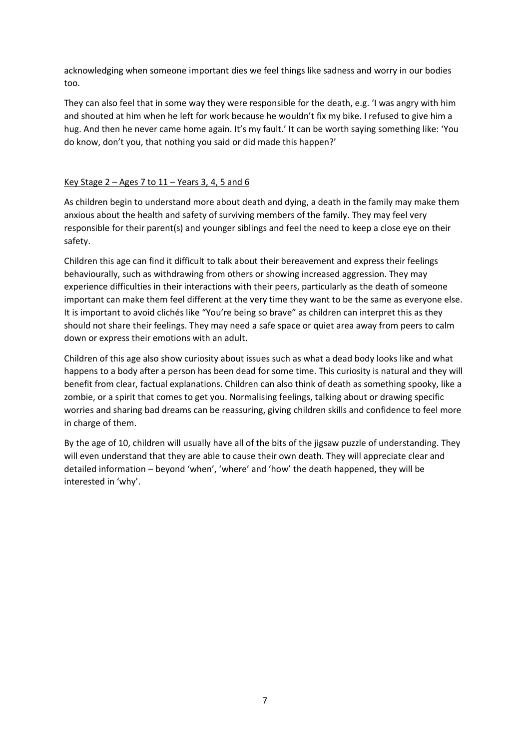acknowledging when someone important dies we feel things like sadness and worry in our bodies too.

They can also feel that in some way they were responsible for the death, e.g. 'I was angry with him and shouted at him when he left for work because he wouldn't fix my bike. I refused to give him a hug. And then he never came home again. It's my fault.' It can be worth saying something like: 'You do know, don't you, that nothing you said or did made this happen?'

<u>Key Stage 2 – Ages 7 to 11 – Years 3, 4, 5 and 6</u>

As children begin to understand more about death and dying, a death in the family may make them anxious about the health and safety of surviving members of the family. They may feel very responsible for their parent(s) and younger siblings and feel the need to keep a close eye on their safety.

Children this age can find it difficult to talk about their bereavement and express their feelings behaviourally, such as withdrawing from others or showing increased aggression. They may experience difficulties in their interactions with their peers, particularly as the death of someone important can make them feel different at the very time they want to be the same as everyone else. It is important to avoid clichés like "You're being so brave" as children can interpret this as they should not share their feelings. They may need a safe space or quiet area away from peers to calm down or express their emotions with an adult.

Children of this age also show curiosity about issues such as what a dead body looks like and what happens to a body after a person has been dead for some time. This curiosity is natural and they will benefit from clear, factual explanations. Children can also think of death as something spooky, like a zombie, or a spirit that comes to get you. Normalising feelings, talking about or drawing specific worries and sharing bad dreams can be reassuring, giving children skills and confidence to feel more in charge of them.

By the age of 10, children will usually have all of the bits of the jigsaw puzzle of understanding. They will even understand that they are able to cause their own death. They will appreciate clear and detailed information – beyond 'when', 'where' and 'how' the death happened, they will be interested in 'why'.